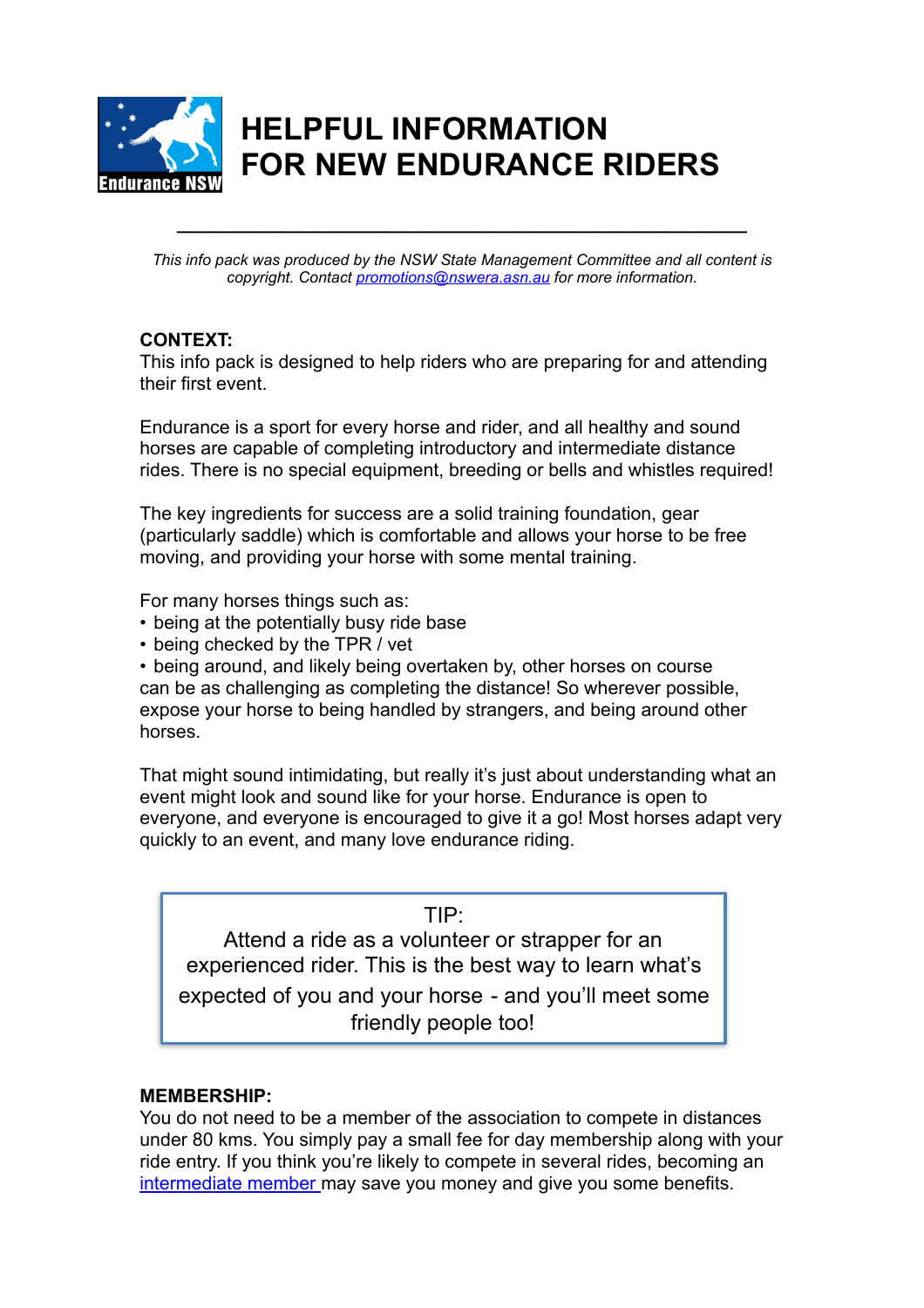# HELPFUL INFORMATION FOR NEW ENDURANCE RIDERS

---

*This info pack was produced by the NSW State Management Committee and all content is copyright. Contact [promotions@nswera.asn.au](mailto:promotions@nswera.asn.au) for more information.*

**CONTEXT:**
This info pack is designed to help riders who are preparing for and attending their first event.

Endurance is a sport for every horse and rider, and all healthy and sound horses are capable of completing introductory and intermediate distance rides. There is no special equipment, breeding or bells and whistles required!

The key ingredients for success are a solid training foundation, gear (particularly saddle) which is comfortable and allows your horse to be free moving, and providing your horse with some mental training.

For many horses things such as:

- being at the potentially busy ride base
- being checked by the TPR / vet
- being around, and likely being overtaken by, other horses on course

can be as challenging as completing the distance! So wherever possible, expose your horse to being handled by strangers, and being around other horses.

That might sound intimidating, but really it's just about understanding what an event might look and sound like for your horse. Endurance is open to everyone, and everyone is encouraged to give it a go! Most horses adapt very quickly to an event, and many love endurance riding.

> TIP:
> Attend a ride as a volunteer or strapper for an experienced rider. This is the best way to learn what's expected of you and your horse - and you'll meet some friendly people too!

**MEMBERSHIP:**
You do not need to be a member of the association to compete in distances under 80 kms. You simply pay a small fee for day membership along with your ride entry. If you think you're likely to compete in several rides, becoming an intermediate member may save you money and give you some benefits.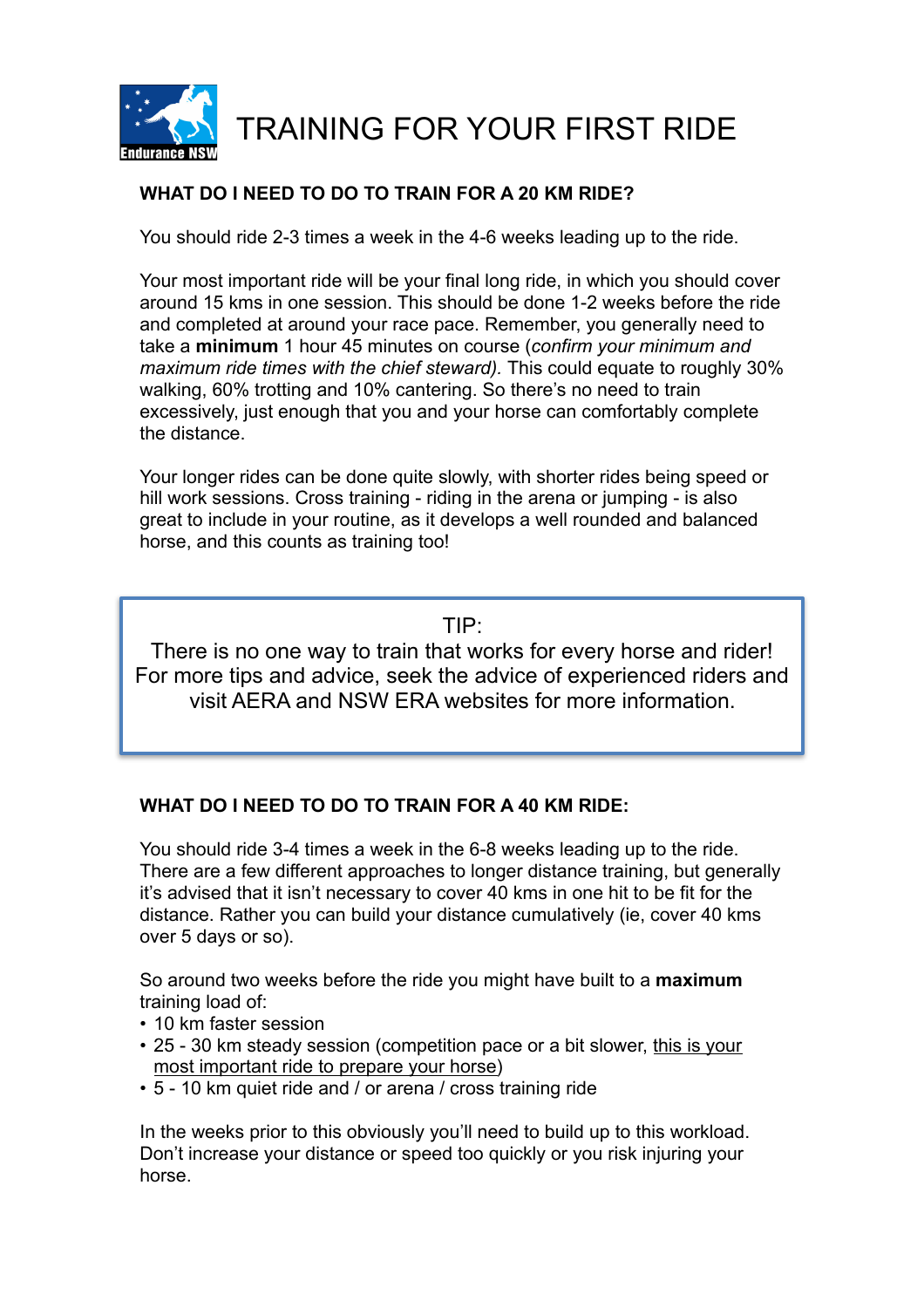# TRAINING FOR YOUR FIRST RIDE

**WHAT DO I NEED TO DO TO TRAIN FOR A 20 KM RIDE?**

You should ride 2-3 times a week in the 4-6 weeks leading up to the ride.

Your most important ride will be your final long ride, in which you should cover around 15 kms in one session. This should be done 1-2 weeks before the ride and completed at around your race pace. Remember, you generally need to take a **minimum** 1 hour 45 minutes on course (*confirm your minimum and maximum ride times with the chief steward).* This could equate to roughly 30% walking, 60% trotting and 10% cantering. So there's no need to train excessively, just enough that you and your horse can comfortably complete the distance.

Your longer rides can be done quite slowly, with shorter rides being speed or hill work sessions. Cross training - riding in the arena or jumping - is also great to include in your routine, as it develops a well rounded and balanced horse, and this counts as training too!

> TIP:
> There is no one way to train that works for every horse and rider! For more tips and advice, seek the advice of experienced riders and visit AERA and NSW ERA websites for more information.

**WHAT DO I NEED TO DO TO TRAIN FOR A 40 KM RIDE:**

You should ride 3-4 times a week in the 6-8 weeks leading up to the ride. There are a few different approaches to longer distance training, but generally it's advised that it isn't necessary to cover 40 kms in one hit to be fit for the distance. Rather you can build your distance cumulatively (ie, cover 40 kms over 5 days or so).

So around two weeks before the ride you might have built to a **maximum** training load of:

- 10 km faster session
- 25 - 30 km steady session (competition pace or a bit slower, <u>this is your most important ride to prepare your horse</u>)
- 5 - 10 km quiet ride and / or arena / cross training ride

In the weeks prior to this obviously you'll need to build up to this workload. Don't increase your distance or speed too quickly or you risk injuring your horse.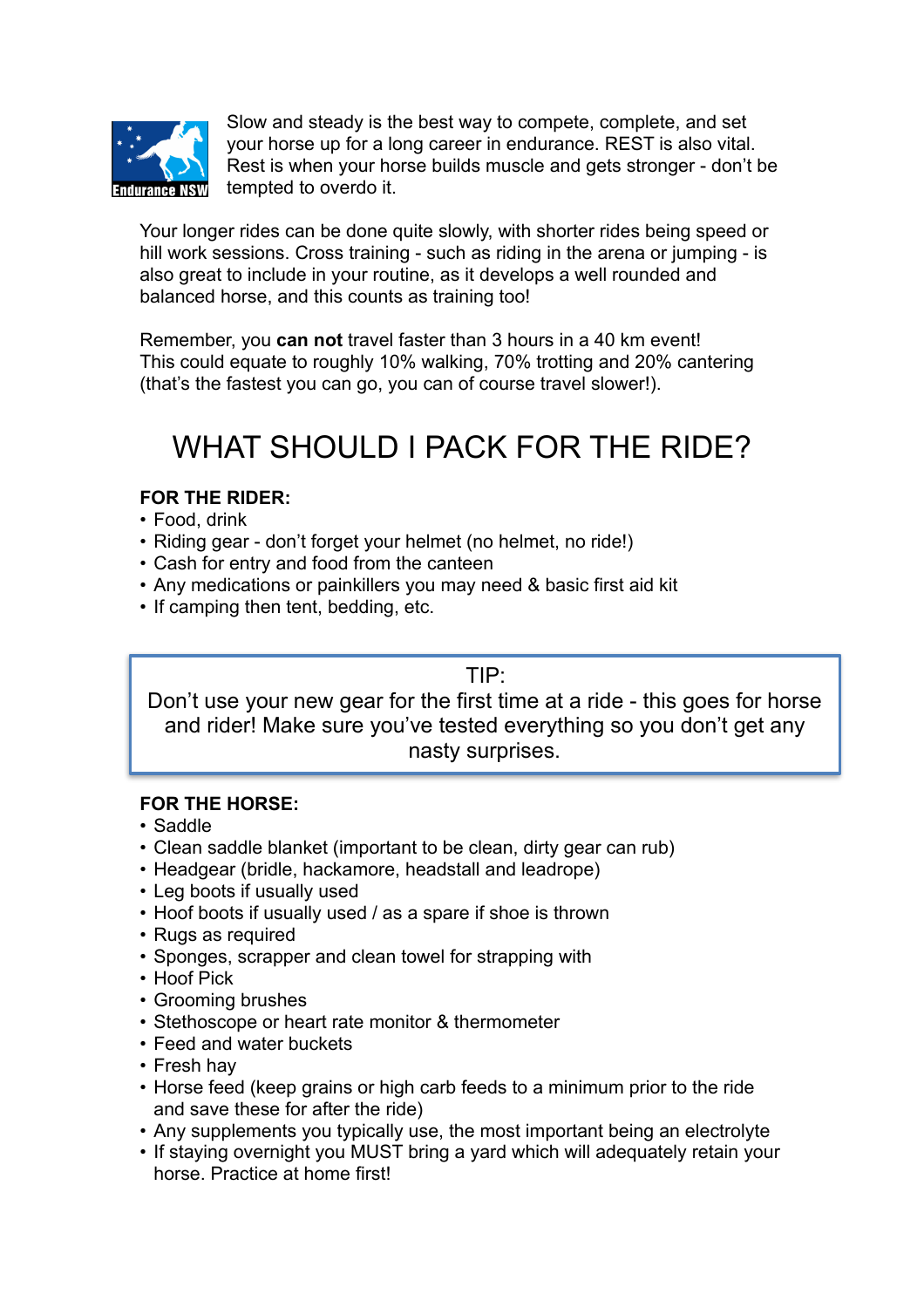Slow and steady is the best way to compete, complete, and set your horse up for a long career in endurance. REST is also vital. Rest is when your horse builds muscle and gets stronger - don't be tempted to overdo it.

Your longer rides can be done quite slowly, with shorter rides being speed or hill work sessions. Cross training - such as riding in the arena or jumping - is also great to include in your routine, as it develops a well rounded and balanced horse, and this counts as training too!

Remember, you **can not** travel faster than 3 hours in a 40 km event! This could equate to roughly 10% walking, 70% trotting and 20% cantering (that's the fastest you can go, you can of course travel slower!).

# WHAT SHOULD I PACK FOR THE RIDE?

**FOR THE RIDER:**

- Food, drink
- Riding gear - don't forget your helmet (no helmet, no ride!)
- Cash for entry and food from the canteen
- Any medications or painkillers you may need & basic first aid kit
- If camping then tent, bedding, etc.

> TIP:
> Don't use your new gear for the first time at a ride - this goes for horse and rider! Make sure you've tested everything so you don't get any nasty surprises.

**FOR THE HORSE:**

- Saddle
- Clean saddle blanket (important to be clean, dirty gear can rub)
- Headgear (bridle, hackamore, headstall and leadrope)
- Leg boots if usually used
- Hoof boots if usually used / as a spare if shoe is thrown
- Rugs as required
- Sponges, scrapper and clean towel for strapping with
- Hoof Pick
- Grooming brushes
- Stethoscope or heart rate monitor & thermometer
- Feed and water buckets
- Fresh hay
- Horse feed (keep grains or high carb feeds to a minimum prior to the ride and save these for after the ride)
- Any supplements you typically use, the most important being an electrolyte
- If staying overnight you MUST bring a yard which will adequately retain your horse. Practice at home first!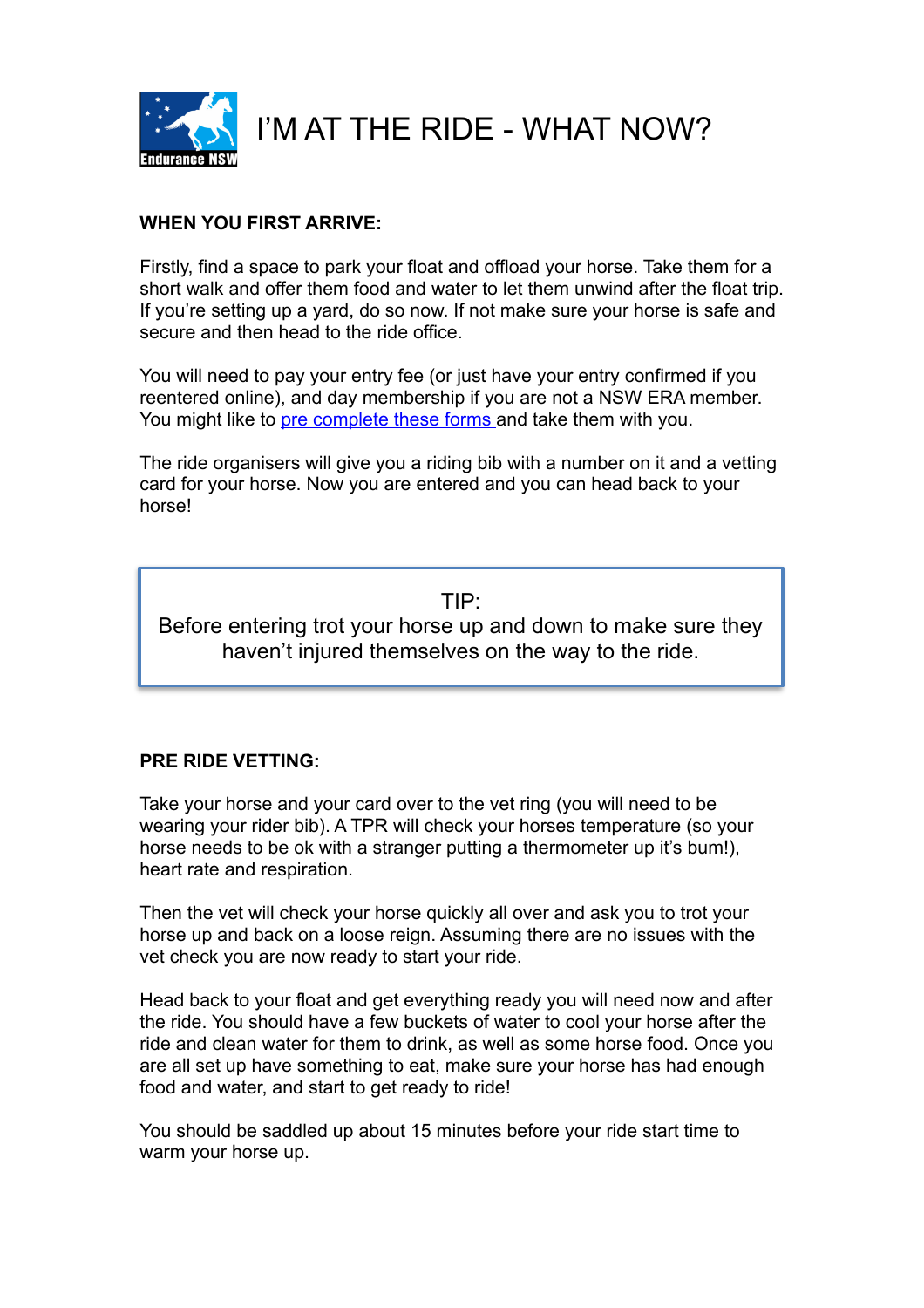# I'M AT THE RIDE - WHAT NOW?

**WHEN YOU FIRST ARRIVE:**

Firstly, find a space to park your float and offload your horse. Take them for a short walk and offer them food and water to let them unwind after the float trip. If you're setting up a yard, do so now. If not make sure your horse is safe and secure and then head to the ride office.

You will need to pay your entry fee (or just have your entry confirmed if you reentered online), and day membership if you are not a NSW ERA member. You might like to pre complete these forms and take them with you.

The ride organisers will give you a riding bib with a number on it and a vetting card for your horse. Now you are entered and you can head back to your horse!

> TIP:
> Before entering trot your horse up and down to make sure they haven't injured themselves on the way to the ride.

**PRE RIDE VETTING:**

Take your horse and your card over to the vet ring (you will need to be wearing your rider bib). A TPR will check your horses temperature (so your horse needs to be ok with a stranger putting a thermometer up it's bum!), heart rate and respiration.

Then the vet will check your horse quickly all over and ask you to trot your horse up and back on a loose reign. Assuming there are no issues with the vet check you are now ready to start your ride.

Head back to your float and get everything ready you will need now and after the ride. You should have a few buckets of water to cool your horse after the ride and clean water for them to drink, as well as some horse food. Once you are all set up have something to eat, make sure your horse has had enough food and water, and start to get ready to ride!

You should be saddled up about 15 minutes before your ride start time to warm your horse up.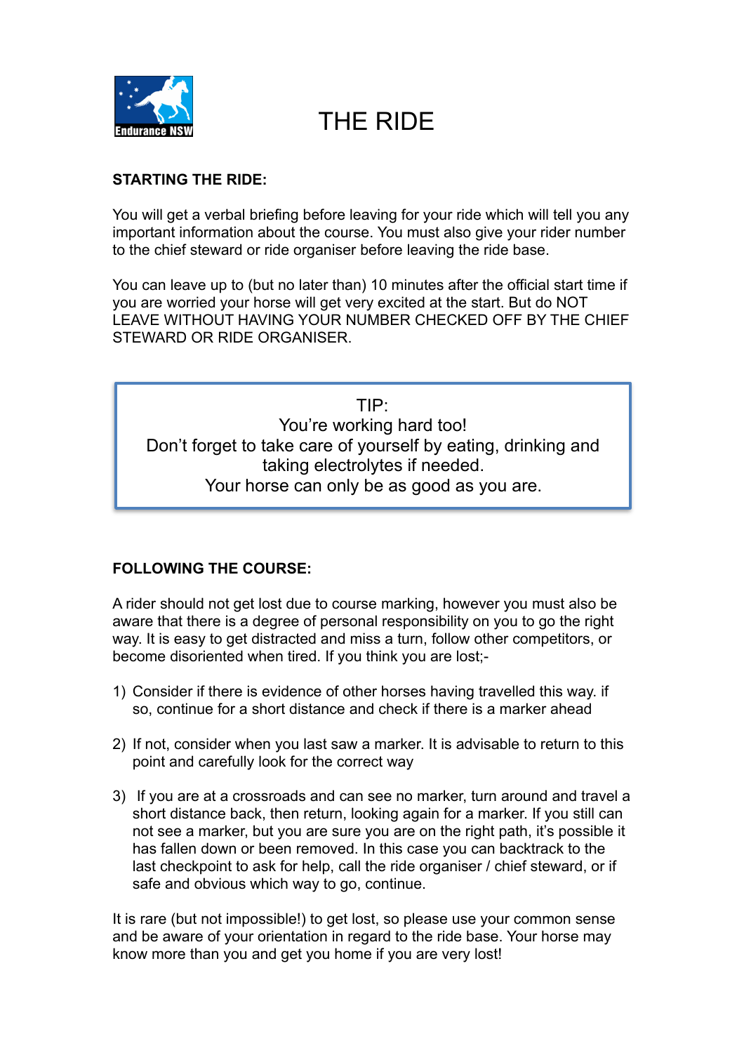# THE RIDE

**STARTING THE RIDE:**

You will get a verbal briefing before leaving for your ride which will tell you any important information about the course. You must also give your rider number to the chief steward or ride organiser before leaving the ride base.

You can leave up to (but no later than) 10 minutes after the official start time if you are worried your horse will get very excited at the start. But do NOT LEAVE WITHOUT HAVING YOUR NUMBER CHECKED OFF BY THE CHIEF STEWARD OR RIDE ORGANISER.

> TIP:
> You're working hard too!
> Don't forget to take care of yourself by eating, drinking and taking electrolytes if needed.
> Your horse can only be as good as you are.

**FOLLOWING THE COURSE:**

A rider should not get lost due to course marking, however you must also be aware that there is a degree of personal responsibility on you to go the right way. It is easy to get distracted and miss a turn, follow other competitors, or become disoriented when tired. If you think you are lost;-

1) Consider if there is evidence of other horses having travelled this way. if so, continue for a short distance and check if there is a marker ahead

2) If not, consider when you last saw a marker. It is advisable to return to this point and carefully look for the correct way

3) If you are at a crossroads and can see no marker, turn around and travel a short distance back, then return, looking again for a marker. If you still can not see a marker, but you are sure you are on the right path, it's possible it has fallen down or been removed. In this case you can backtrack to the last checkpoint to ask for help, call the ride organiser / chief steward, or if safe and obvious which way to go, continue.

It is rare (but not impossible!) to get lost, so please use your common sense and be aware of your orientation in regard to the ride base. Your horse may know more than you and get you home if you are very lost!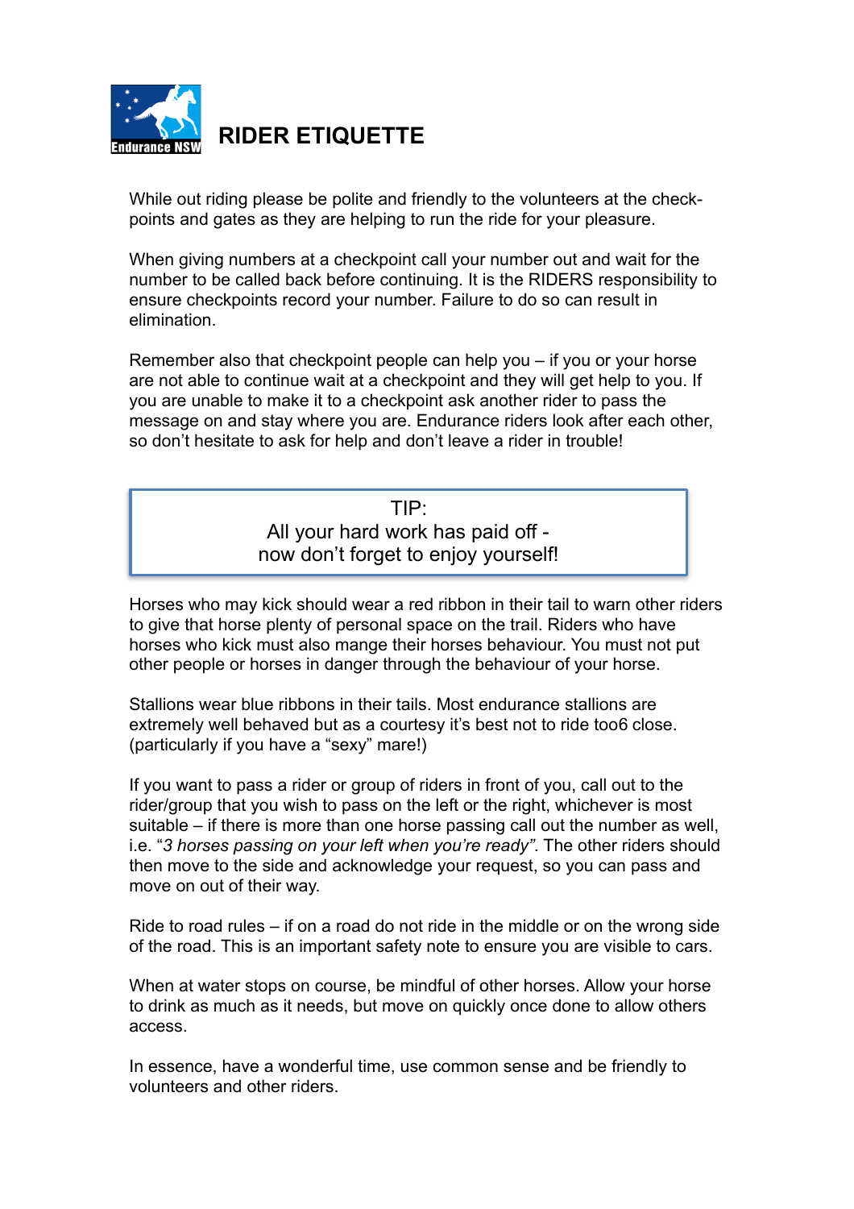# RIDER ETIQUETTE

While out riding please be polite and friendly to the volunteers at the check-points and gates as they are helping to run the ride for your pleasure.

When giving numbers at a checkpoint call your number out and wait for the number to be called back before continuing. It is the RIDERS responsibility to ensure checkpoints record your number. Failure to do so can result in elimination.

Remember also that checkpoint people can help you – if you or your horse are not able to continue wait at a checkpoint and they will get help to you. If you are unable to make it to a checkpoint ask another rider to pass the message on and stay where you are. Endurance riders look after each other, so don't hesitate to ask for help and don't leave a rider in trouble!

> TIP:
> All your hard work has paid off -
> now don't forget to enjoy yourself!

Horses who may kick should wear a red ribbon in their tail to warn other riders to give that horse plenty of personal space on the trail. Riders who have horses who kick must also mange their horses behaviour. You must not put other people or horses in danger through the behaviour of your horse.

Stallions wear blue ribbons in their tails. Most endurance stallions are extremely well behaved but as a courtesy it's best not to ride too6 close. (particularly if you have a "sexy" mare!)

If you want to pass a rider or group of riders in front of you, call out to the rider/group that you wish to pass on the left or the right, whichever is most suitable – if there is more than one horse passing call out the number as well, i.e. "*3 horses passing on your left when you're ready*". The other riders should then move to the side and acknowledge your request, so you can pass and move on out of their way.

Ride to road rules – if on a road do not ride in the middle or on the wrong side of the road. This is an important safety note to ensure you are visible to cars.

When at water stops on course, be mindful of other horses. Allow your horse to drink as much as it needs, but move on quickly once done to allow others access.

In essence, have a wonderful time, use common sense and be friendly to volunteers and other riders.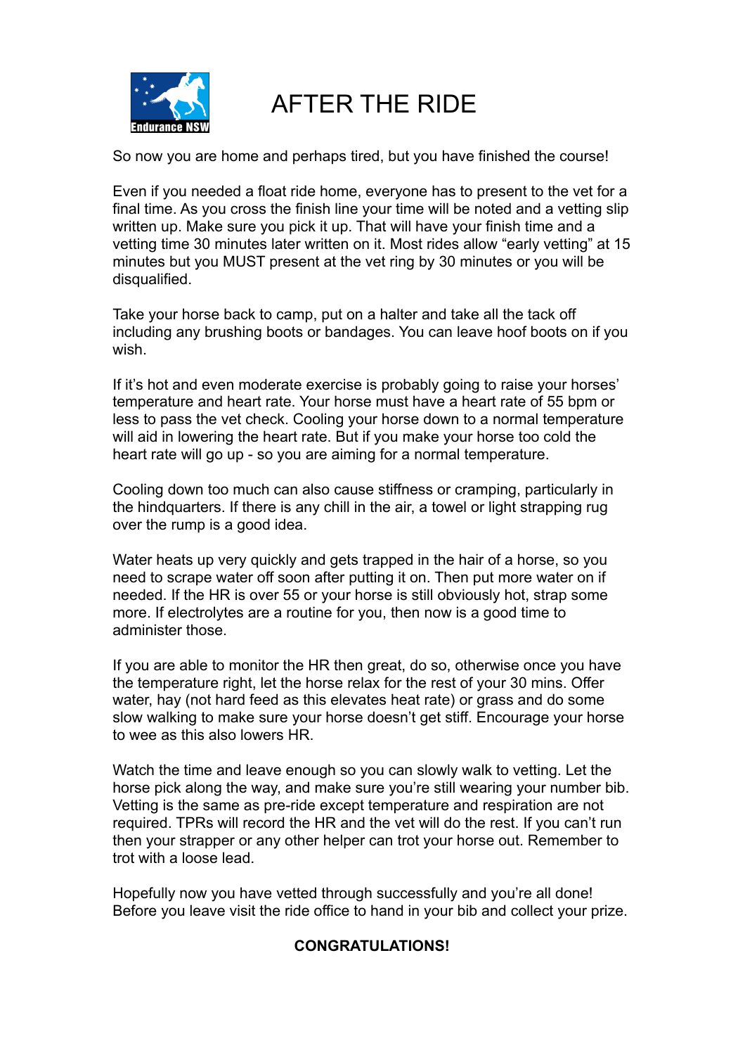# AFTER THE RIDE

So now you are home and perhaps tired, but you have finished the course!

Even if you needed a float ride home, everyone has to present to the vet for a final time. As you cross the finish line your time will be noted and a vetting slip written up. Make sure you pick it up. That will have your finish time and a vetting time 30 minutes later written on it. Most rides allow "early vetting" at 15 minutes but you MUST present at the vet ring by 30 minutes or you will be disqualified.

Take your horse back to camp, put on a halter and take all the tack off including any brushing boots or bandages. You can leave hoof boots on if you wish.

If it's hot and even moderate exercise is probably going to raise your horses' temperature and heart rate. Your horse must have a heart rate of 55 bpm or less to pass the vet check. Cooling your horse down to a normal temperature will aid in lowering the heart rate. But if you make your horse too cold the heart rate will go up - so you are aiming for a normal temperature.

Cooling down too much can also cause stiffness or cramping, particularly in the hindquarters. If there is any chill in the air, a towel or light strapping rug over the rump is a good idea.

Water heats up very quickly and gets trapped in the hair of a horse, so you need to scrape water off soon after putting it on. Then put more water on if needed. If the HR is over 55 or your horse is still obviously hot, strap some more. If electrolytes are a routine for you, then now is a good time to administer those.

If you are able to monitor the HR then great, do so, otherwise once you have the temperature right, let the horse relax for the rest of your 30 mins. Offer water, hay (not hard feed as this elevates heat rate) or grass and do some slow walking to make sure your horse doesn't get stiff. Encourage your horse to wee as this also lowers HR.

Watch the time and leave enough so you can slowly walk to vetting. Let the horse pick along the way, and make sure you're still wearing your number bib. Vetting is the same as pre-ride except temperature and respiration are not required. TPRs will record the HR and the vet will do the rest. If you can't run then your strapper or any other helper can trot your horse out. Remember to trot with a loose lead.

Hopefully now you have vetted through successfully and you're all done! Before you leave visit the ride office to hand in your bib and collect your prize.

**CONGRATULATIONS!**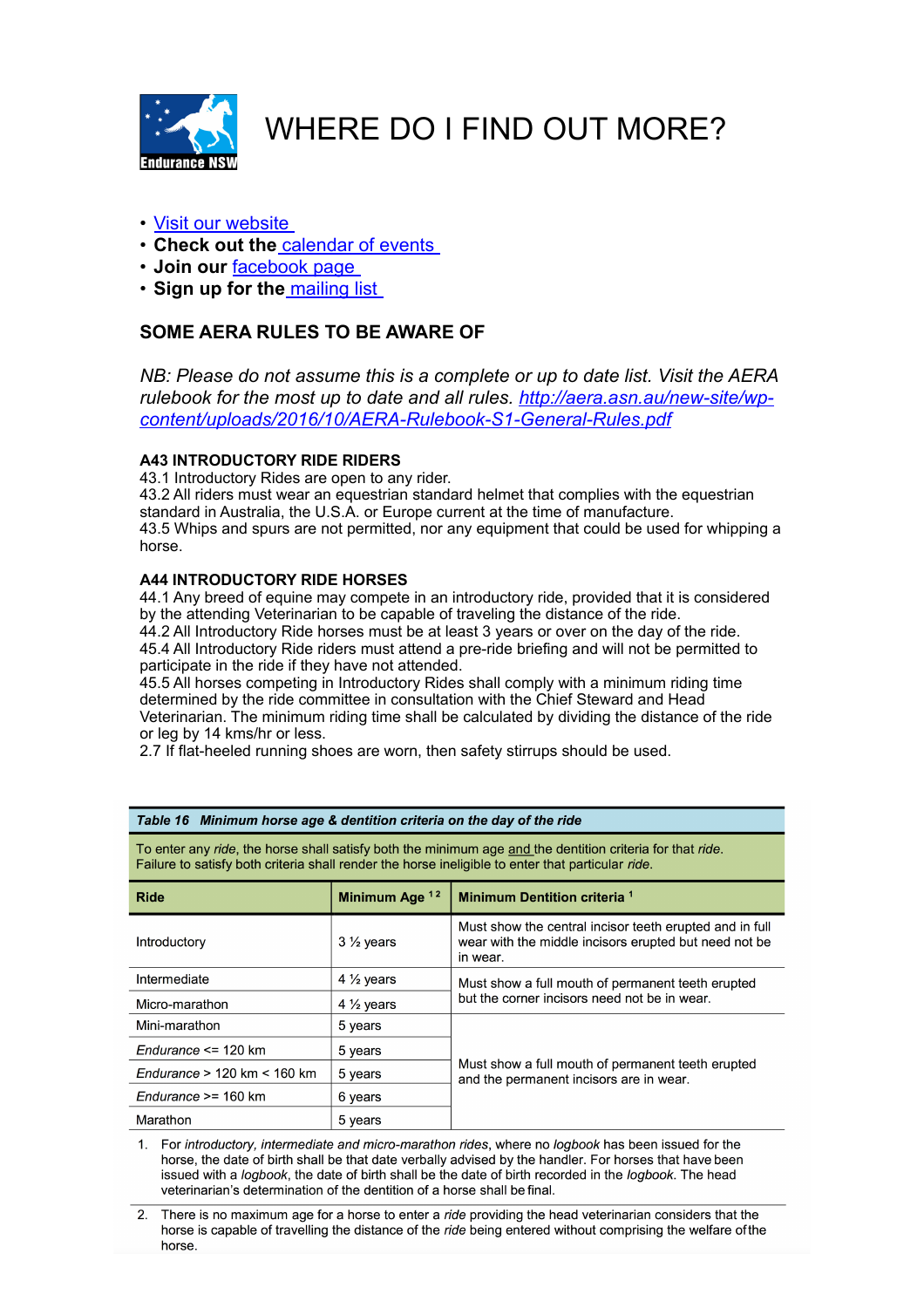# WHERE DO I FIND OUT MORE?

- Visit our website
- **Check out the** calendar of events
- **Join our** facebook page
- **Sign up for the** mailing list

## SOME AERA RULES TO BE AWARE OF

*NB: Please do not assume this is a complete or up to date list. Visit the AERA rulebook for the most up to date and all rules.* *http://aera.asn.au/new-site/wp-content/uploads/2016/10/AERA-Rulebook-S1-General-Rules.pdf*

**A43 INTRODUCTORY RIDE RIDERS**
43.1 Introductory Rides are open to any rider.
43.2 All riders must wear an equestrian standard helmet that complies with the equestrian standard in Australia, the U.S.A. or Europe current at the time of manufacture.
43.5 Whips and spurs are not permitted, nor any equipment that could be used for whipping a horse.

**A44 INTRODUCTORY RIDE HORSES**
44.1 Any breed of equine may compete in an introductory ride, provided that it is considered by the attending Veterinarian to be capable of traveling the distance of the ride.
44.2 All Introductory Ride horses must be at least 3 years or over on the day of the ride.
45.4 All Introductory Ride riders must attend a pre-ride briefing and will not be permitted to participate in the ride if they have not attended.
45.5 All horses competing in Introductory Rides shall comply with a minimum riding time determined by the ride committee in consultation with the Chief Steward and Head Veterinarian. The minimum riding time shall be calculated by dividing the distance of the ride or leg by 14 kms/hr or less.
2.7 If flat-heeled running shoes are worn, then safety stirrups should be used.

***Table 16 Minimum horse age & dentition criteria on the day of the ride***

To enter any *ride*, the horse shall satisfy both the minimum age and the dentition criteria for that *ride*. Failure to satisfy both criteria shall render the horse ineligible to enter that particular *ride*.

| Ride | Minimum Age [1 2] | Minimum Dentition criteria [1] |
|---|---|---|
| Introductory | 3 ½ years | Must show the central incisor teeth erupted and in full wear with the middle incisors erupted but need not be in wear. |
| Intermediate | 4 ½ years | Must show a full mouth of permanent teeth erupted but the corner incisors need not be in wear. |
| Micro-marathon | 4 ½ years | |
| Mini-marathon | 5 years | Must show a full mouth of permanent teeth erupted and the permanent incisors are in wear. |
| *Endurance* <= 120 km | 5 years | |
| *Endurance* > 120 km < 160 km | 5 years | |
| *Endurance* >= 160 km | 6 years | |
| Marathon | 5 years | |

1. For *introductory, intermediate and micro-marathon rides*, where no *logbook* has been issued for the horse, the date of birth shall be that date verbally advised by the handler. For horses that have been issued with a *logbook*, the date of birth shall be the date of birth recorded in the *logbook*. The head veterinarian's determination of the dentition of a horse shall be final.
2. There is no maximum age for a horse to enter a *ride* providing the head veterinarian considers that the horse is capable of travelling the distance of the *ride* being entered without comprising the welfare of the horse.